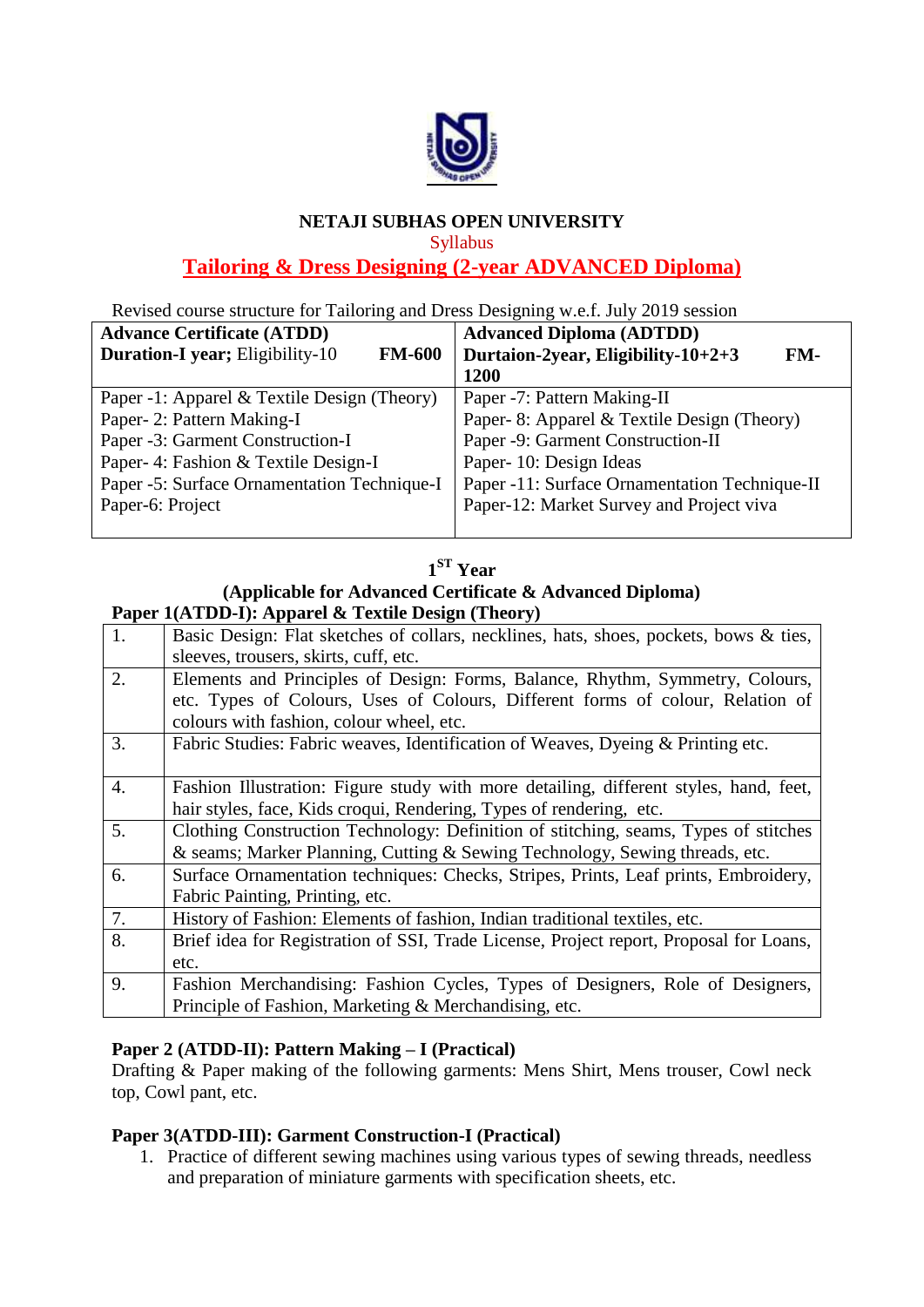# NETAJI SUBHAS OPEN UNIVERSITY

Syllabus

## Tailoring & Dress Designing (2-year ADVANCED Diploma)

Revised course structure for Tailoring and Dress Designing w.e.f. July 2019 session

| **Advance Certificate (ATDD)**<br>**Duration-I year;** Eligibility-10 **FM-600** | **Advanced Diploma (ADTDD)**<br>**Durtaion-2year, Eligibility-10+2+3 FM-1200** |
|---|---|
| Paper -1: Apparel & Textile Design (Theory)<br>Paper- 2: Pattern Making-I<br>Paper -3: Garment Construction-I<br>Paper- 4: Fashion & Textile Design-I<br>Paper -5: Surface Ornamentation Technique-I<br>Paper-6: Project | Paper -7: Pattern Making-II<br>Paper- 8: Apparel & Textile Design (Theory)<br>Paper -9: Garment Construction-II<br>Paper- 10: Design Ideas<br>Paper -11: Surface Ornamentation Technique-II<br>Paper-12: Market Survey and Project viva |

### 1ST Year

### (Applicable for Advanced Certificate & Advanced Diploma)

**Paper 1(ATDD-I): Apparel & Textile Design (Theory)**

| | |
|---|---|
| 1. | Basic Design: Flat sketches of collars, necklines, hats, shoes, pockets, bows & ties, sleeves, trousers, skirts, cuff, etc. |
| 2. | Elements and Principles of Design: Forms, Balance, Rhythm, Symmetry, Colours, etc. Types of Colours, Uses of Colours, Different forms of colour, Relation of colours with fashion, colour wheel, etc. |
| 3. | Fabric Studies: Fabric weaves, Identification of Weaves, Dyeing & Printing etc. |
| 4. | Fashion Illustration: Figure study with more detailing, different styles, hand, feet, hair styles, face, Kids croqui, Rendering, Types of rendering, etc. |
| 5. | Clothing Construction Technology: Definition of stitching, seams, Types of stitches & seams; Marker Planning, Cutting & Sewing Technology, Sewing threads, etc. |
| 6. | Surface Ornamentation techniques: Checks, Stripes, Prints, Leaf prints, Embroidery, Fabric Painting, Printing, etc. |
| 7. | History of Fashion: Elements of fashion, Indian traditional textiles, etc. |
| 8. | Brief idea for Registration of SSI, Trade License, Project report, Proposal for Loans, etc. |
| 9. | Fashion Merchandising: Fashion Cycles, Types of Designers, Role of Designers, Principle of Fashion, Marketing & Merchandising, etc. |

**Paper 2 (ATDD-II): Pattern Making – I (Practical)**

Drafting & Paper making of the following garments: Mens Shirt, Mens trouser, Cowl neck top, Cowl pant, etc.

**Paper 3(ATDD-III): Garment Construction-I (Practical)**

1. Practice of different sewing machines using various types of sewing threads, needless and preparation of miniature garments with specification sheets, etc.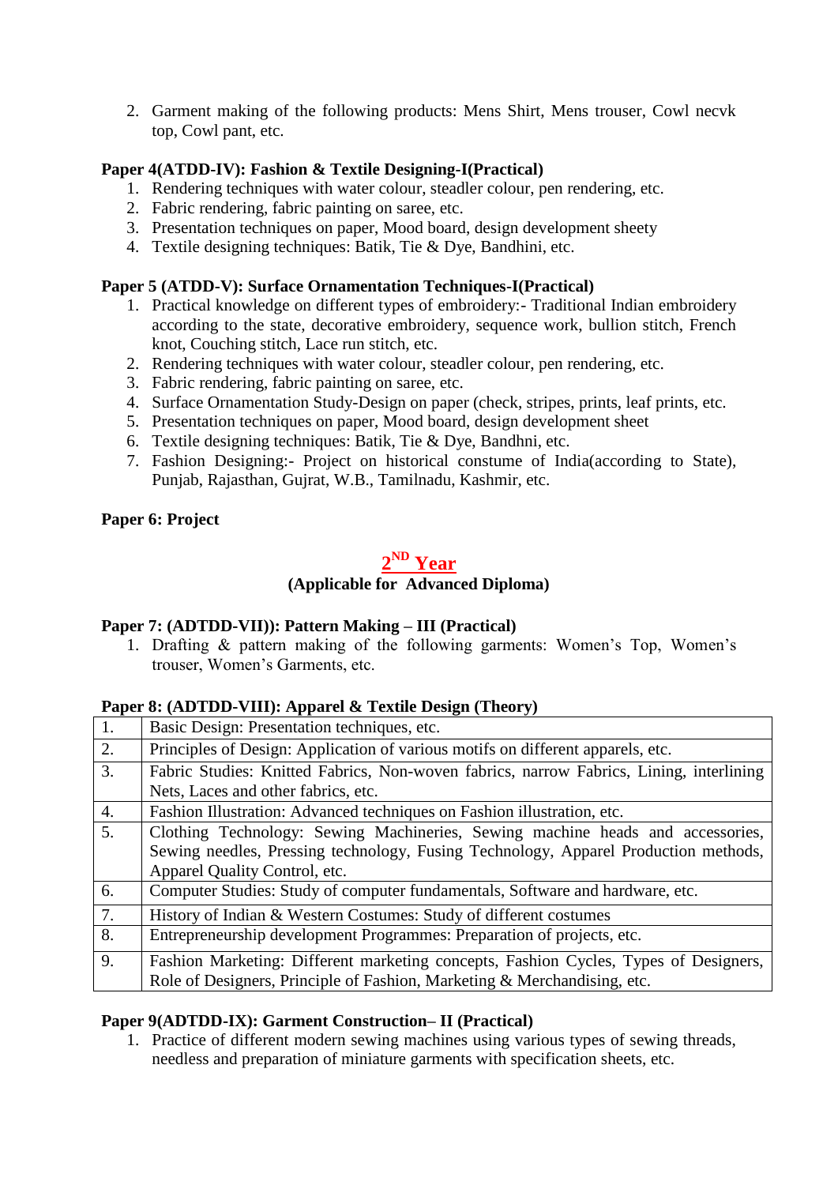2. Garment making of the following products: Mens Shirt, Mens trouser, Cowl necvk top, Cowl pant, etc.

**Paper 4(ATDD-IV): Fashion & Textile Designing-I(Practical)**

1. Rendering techniques with water colour, steadler colour, pen rendering, etc.
2. Fabric rendering, fabric painting on saree, etc.
3. Presentation techniques on paper, Mood board, design development sheety
4. Textile designing techniques: Batik, Tie & Dye, Bandhini, etc.

**Paper 5 (ATDD-V): Surface Ornamentation Techniques-I(Practical)**

1. Practical knowledge on different types of embroidery:- Traditional Indian embroidery according to the state, decorative embroidery, sequence work, bullion stitch, French knot, Couching stitch, Lace run stitch, etc.
2. Rendering techniques with water colour, steadler colour, pen rendering, etc.
3. Fabric rendering, fabric painting on saree, etc.
4. Surface Ornamentation Study-Design on paper (check, stripes, prints, leaf prints, etc.
5. Presentation techniques on paper, Mood board, design development sheet
6. Textile designing techniques: Batik, Tie & Dye, Bandhni, etc.
7. Fashion Designing:- Project on historical constume of India(according to State), Punjab, Rajasthan, Gujrat, W.B., Tamilnadu, Kashmir, etc.

**Paper 6: Project**

## 2ND Year

**(Applicable for Advanced Diploma)**

**Paper 7: (ADTDD-VII)): Pattern Making – III (Practical)**

1. Drafting & pattern making of the following garments: Women's Top, Women's trouser, Women's Garments, etc.

**Paper 8: (ADTDD-VIII): Apparel & Textile Design (Theory)**

| | |
|---|---|
| 1. | Basic Design: Presentation techniques, etc. |
| 2. | Principles of Design: Application of various motifs on different apparels, etc. |
| 3. | Fabric Studies: Knitted Fabrics, Non-woven fabrics, narrow Fabrics, Lining, interlining Nets, Laces and other fabrics, etc. |
| 4. | Fashion Illustration: Advanced techniques on Fashion illustration, etc. |
| 5. | Clothing Technology: Sewing Machineries, Sewing machine heads and accessories, Sewing needles, Pressing technology, Fusing Technology, Apparel Production methods, Apparel Quality Control, etc. |
| 6. | Computer Studies: Study of computer fundamentals, Software and hardware, etc. |
| 7. | History of Indian & Western Costumes: Study of different costumes |
| 8. | Entrepreneurship development Programmes: Preparation of projects, etc. |
| 9. | Fashion Marketing: Different marketing concepts, Fashion Cycles, Types of Designers, Role of Designers, Principle of Fashion, Marketing & Merchandising, etc. |

**Paper 9(ADTDD-IX): Garment Construction– II (Practical)**

1. Practice of different modern sewing machines using various types of sewing threads, needless and preparation of miniature garments with specification sheets, etc.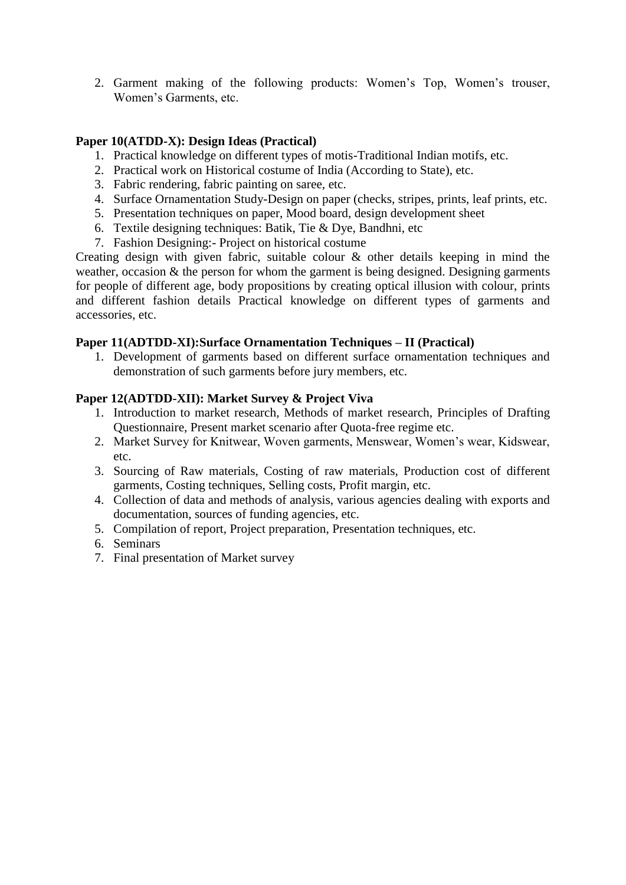2. Garment making of the following products: Women's Top, Women's trouser, Women's Garments, etc.

**Paper 10(ATDD-X): Design Ideas (Practical)**

1. Practical knowledge on different types of motis-Traditional Indian motifs, etc.
2. Practical work on Historical costume of India (According to State), etc.
3. Fabric rendering, fabric painting on saree, etc.
4. Surface Ornamentation Study-Design on paper (checks, stripes, prints, leaf prints, etc.
5. Presentation techniques on paper, Mood board, design development sheet
6. Textile designing techniques: Batik, Tie & Dye, Bandhni, etc
7. Fashion Designing:- Project on historical costume

Creating design with given fabric, suitable colour & other details keeping in mind the weather, occasion & the person for whom the garment is being designed. Designing garments for people of different age, body propositions by creating optical illusion with colour, prints and different fashion details Practical knowledge on different types of garments and accessories, etc.

**Paper 11(ADTDD-XI):Surface Ornamentation Techniques – II (Practical)**

1. Development of garments based on different surface ornamentation techniques and demonstration of such garments before jury members, etc.

**Paper 12(ADTDD-XII): Market Survey & Project Viva**

1. Introduction to market research, Methods of market research, Principles of Drafting Questionnaire, Present market scenario after Quota-free regime etc.
2. Market Survey for Knitwear, Woven garments, Menswear, Women's wear, Kidswear, etc.
3. Sourcing of Raw materials, Costing of raw materials, Production cost of different garments, Costing techniques, Selling costs, Profit margin, etc.
4. Collection of data and methods of analysis, various agencies dealing with exports and documentation, sources of funding agencies, etc.
5. Compilation of report, Project preparation, Presentation techniques, etc.
6. Seminars
7. Final presentation of Market survey